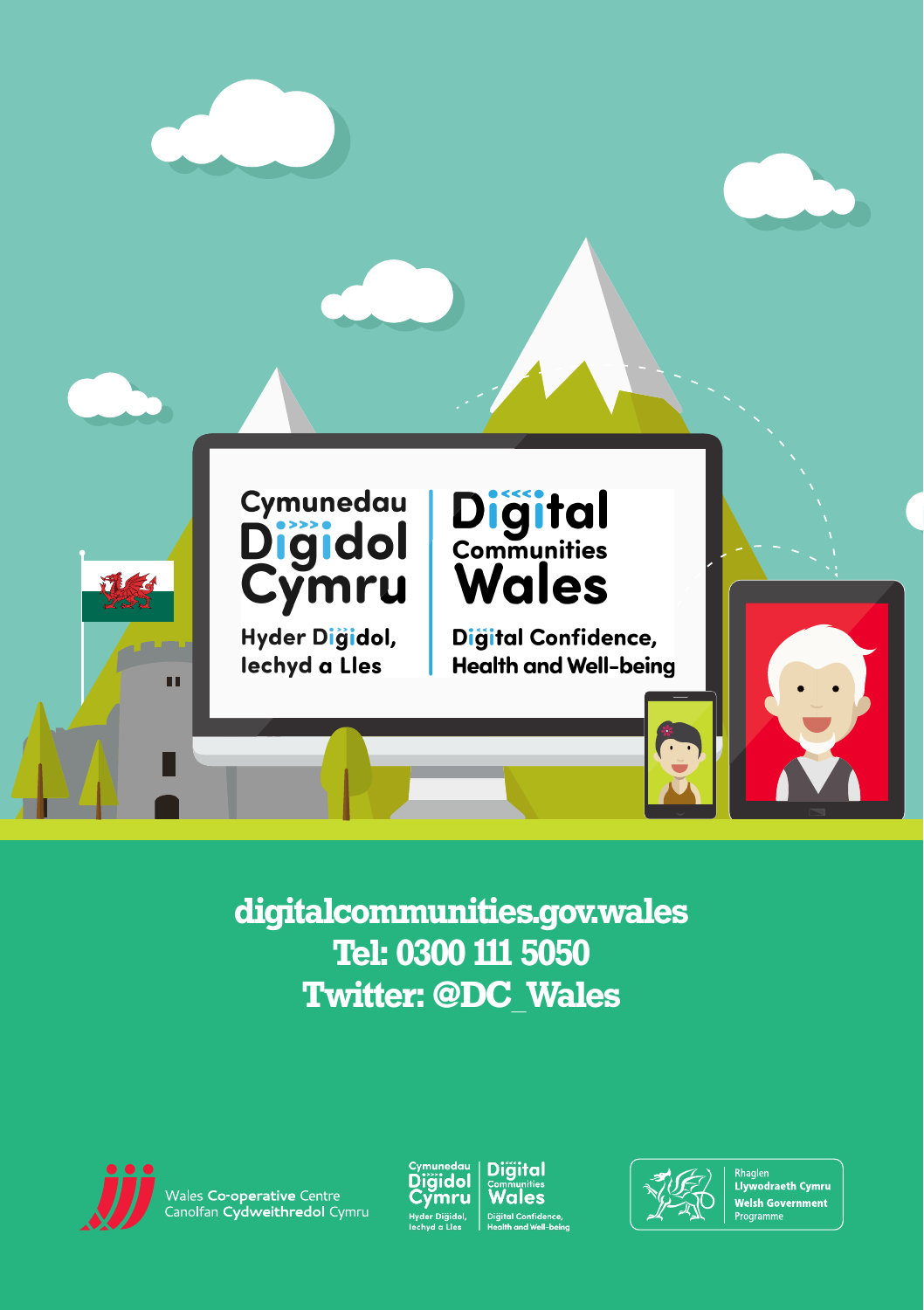# Cymunedau Digidol Cymru

## Hyder Digidol, Iechyd a Lles

# Digital Communities Wales

## Digital Confidence, Health and Well-being

**digitalcommunities.gov.wales**
**Tel: 0300 111 5050**
**Twitter: @DC_Wales**

Wales Co-operative Centre
Canolfan Cydweithredol Cymru

Cymunedau Digidol Cymru
Hyder Digidol, Iechyd a Lles

Digital Communities Wales
Digital Confidence, Health and Well-being

Rhaglen Llywodraeth Cymru
Welsh Government Programme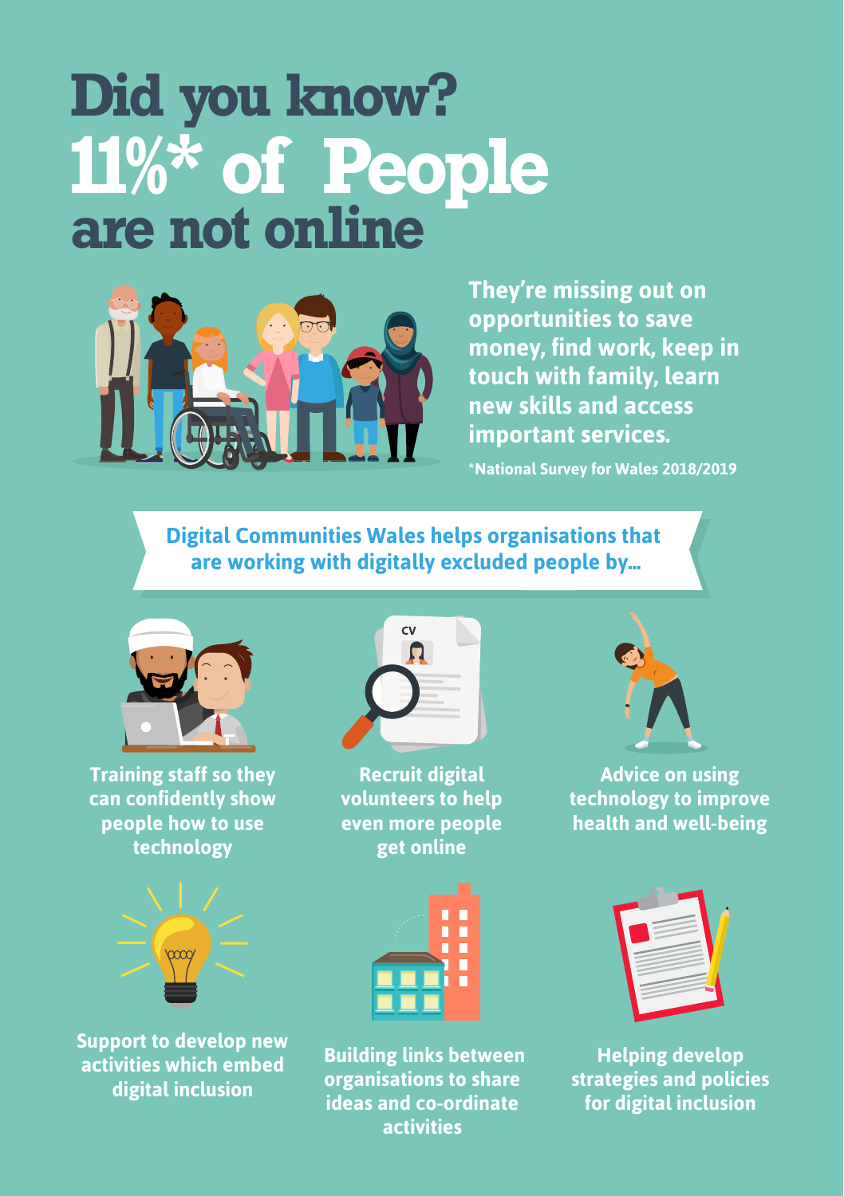# Did you know? 11%* of People are not online

They're missing out on opportunities to save money, find work, keep in touch with family, learn new skills and access important services.

*National Survey for Wales 2018/2019

## Digital Communities Wales helps organisations that are working with digitally excluded people by...

- Training staff so they can confidently show people how to use technology
- Recruit digital volunteers to help even more people get online
- Advice on using technology to improve health and well-being
- Support to develop new activities which embed digital inclusion
- Building links between organisations to share ideas and co-ordinate activities
- Helping develop strategies and policies for digital inclusion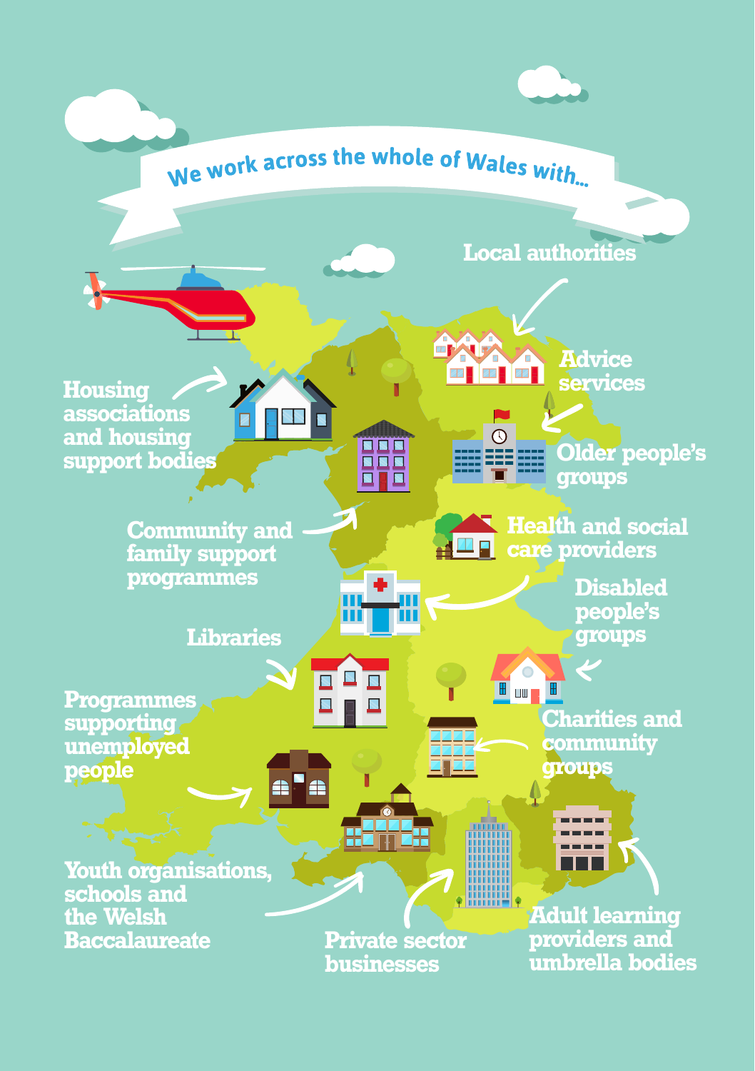# We work across the whole of Wales with...

- Local authorities
- Advice services
- Older people's groups
- Health and social care providers
- Disabled people's groups
- Charities and community groups
- Adult learning providers and umbrella bodies
- Private sector businesses
- Youth organisations, schools and the Welsh Baccalaureate
- Programmes supporting unemployed people
- Libraries
- Community and family support programmes
- Housing associations and housing support bodies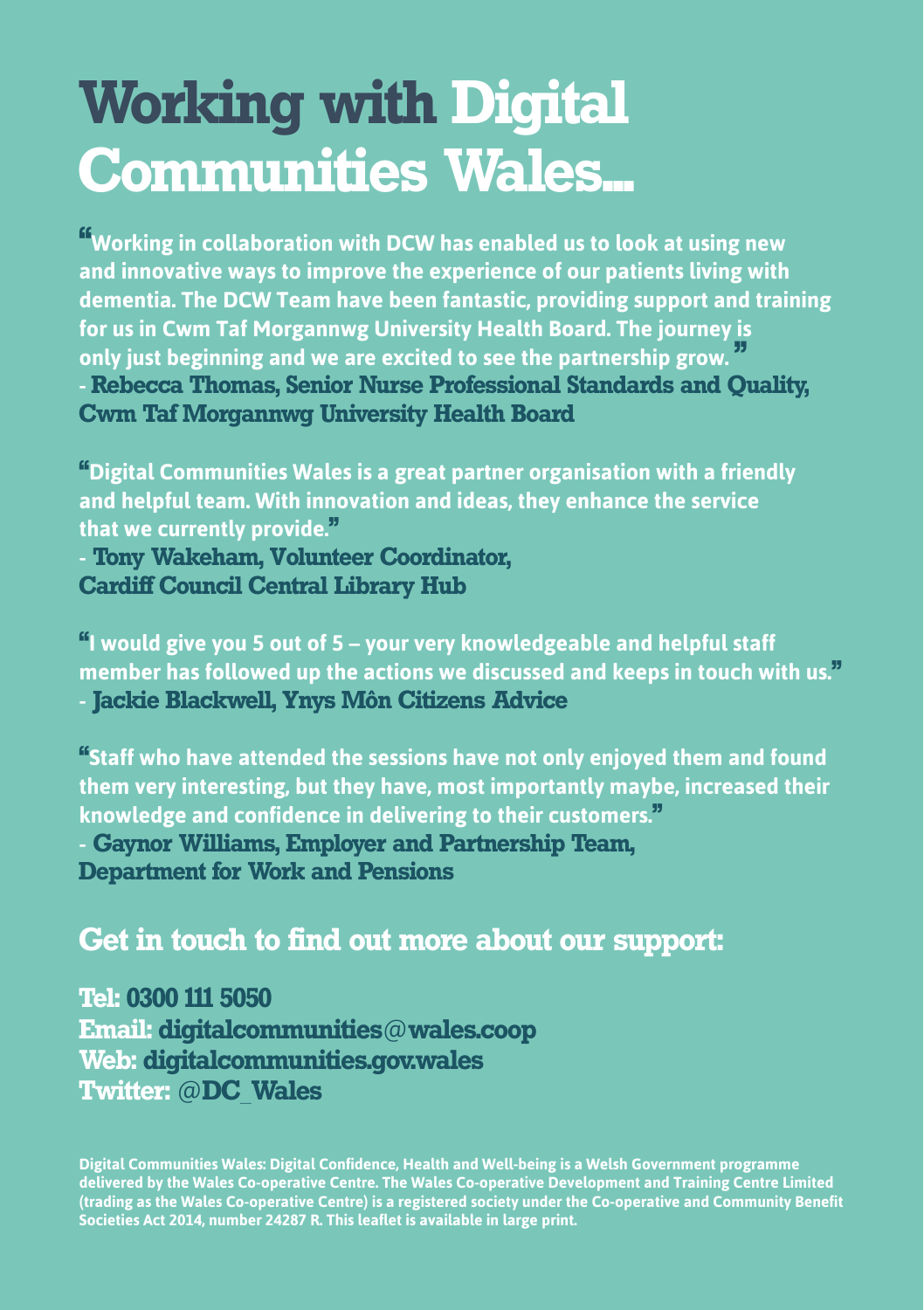# Working with Digital Communities Wales...

"Working in collaboration with DCW has enabled us to look at using new and innovative ways to improve the experience of our patients living with dementia. The DCW Team have been fantastic, providing support and training for us in Cwm Taf Morgannwg University Health Board. The journey is only just beginning and we are excited to see the partnership grow."
**- Rebecca Thomas, Senior Nurse Professional Standards and Quality, Cwm Taf Morgannwg University Health Board**

"Digital Communities Wales is a great partner organisation with a friendly and helpful team. With innovation and ideas, they enhance the service that we currently provide."
**- Tony Wakeham, Volunteer Coordinator, Cardiff Council Central Library Hub**

"I would give you 5 out of 5 – your very knowledgeable and helpful staff member has followed up the actions we discussed and keeps in touch with us."
**- Jackie Blackwell, Ynys Môn Citizens Advice**

"Staff who have attended the sessions have not only enjoyed them and found them very interesting, but they have, most importantly maybe, increased their knowledge and confidence in delivering to their customers."
**- Gaynor Williams, Employer and Partnership Team, Department for Work and Pensions**

## Get in touch to find out more about our support:

**Tel:** 0300 111 5050
**Email:** digitalcommunities@wales.coop
**Web:** digitalcommunities.gov.wales
**Twitter:** @DC_Wales

Digital Communities Wales: Digital Confidence, Health and Well-being is a Welsh Government programme delivered by the Wales Co-operative Centre. The Wales Co-operative Development and Training Centre Limited (trading as the Wales Co-operative Centre) is a registered society under the Co-operative and Community Benefit Societies Act 2014, number 24287 R. This leaflet is available in large print.